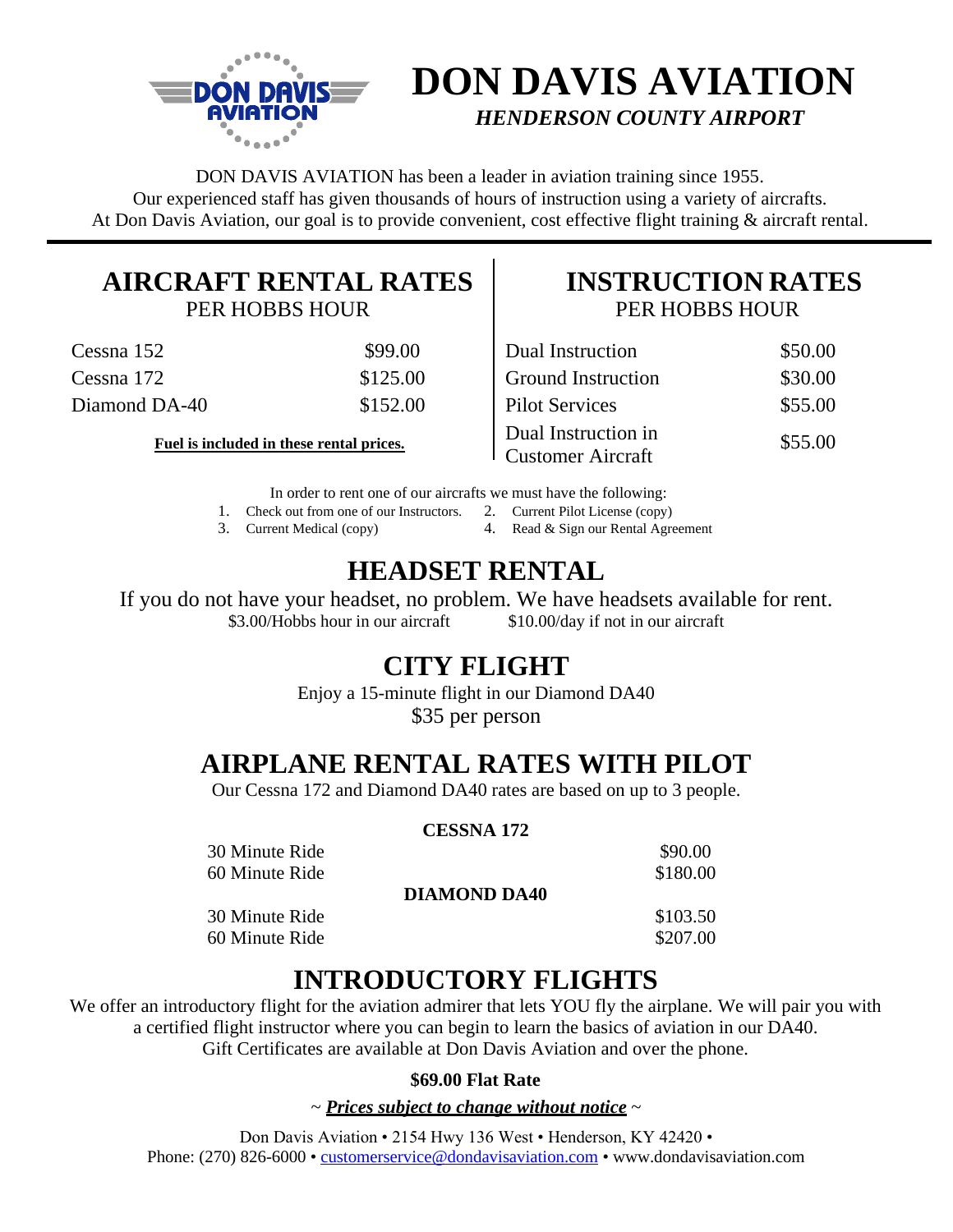# DON DAVIS AVIATION

***HENDERSON COUNTY AIRPORT***

DON DAVIS AVIATION has been a leader in aviation training since 1955.
Our experienced staff has given thousands of hours of instruction using a variety of aircrafts.
At Don Davis Aviation, our goal is to provide convenient, cost effective flight training & aircraft rental.

---

## AIRCRAFT RENTAL RATES

PER HOBBS HOUR

| | |
|---|---|
| Cessna 152 | $99.00 |
| Cessna 172 | $125.00 |
| Diamond DA-40 | $152.00 |

**Fuel is included in these rental prices.**

## INSTRUCTION RATES

PER HOBBS HOUR

| | |
|---|---|
| Dual Instruction | $50.00 |
| Ground Instruction | $30.00 |
| Pilot Services | $55.00 |
| Dual Instruction in Customer Aircraft | $55.00 |

In order to rent one of our aircrafts we must have the following:

1. Check out from one of our Instructors.
2. Current Pilot License (copy)
3. Current Medical (copy)
4. Read & Sign our Rental Agreement

## HEADSET RENTAL

If you do not have your headset, no problem. We have headsets available for rent.

$3.00/Hobbs hour in our aircraft $10.00/day if not in our aircraft

## CITY FLIGHT

Enjoy a 15-minute flight in our Diamond DA40

$35 per person

## AIRPLANE RENTAL RATES WITH PILOT

Our Cessna 172 and Diamond DA40 rates are based on up to 3 people.

**CESSNA 172**

| | |
|---|---|
| 30 Minute Ride | $90.00 |
| 60 Minute Ride | $180.00 |

**DIAMOND DA40**

| | |
|---|---|
| 30 Minute Ride | $103.50 |
| 60 Minute Ride | $207.00 |

## INTRODUCTORY FLIGHTS

We offer an introductory flight for the aviation admirer that lets YOU fly the airplane. We will pair you with a certified flight instructor where you can begin to learn the basics of aviation in our DA40.
Gift Certificates are available at Don Davis Aviation and over the phone.

**$69.00 Flat Rate**

~ ***Prices subject to change without notice*** ~

Don Davis Aviation • 2154 Hwy 136 West • Henderson, KY 42420 •
Phone: (270) 826-6000 • customerservice@dondavisaviation.com • www.dondavisaviation.com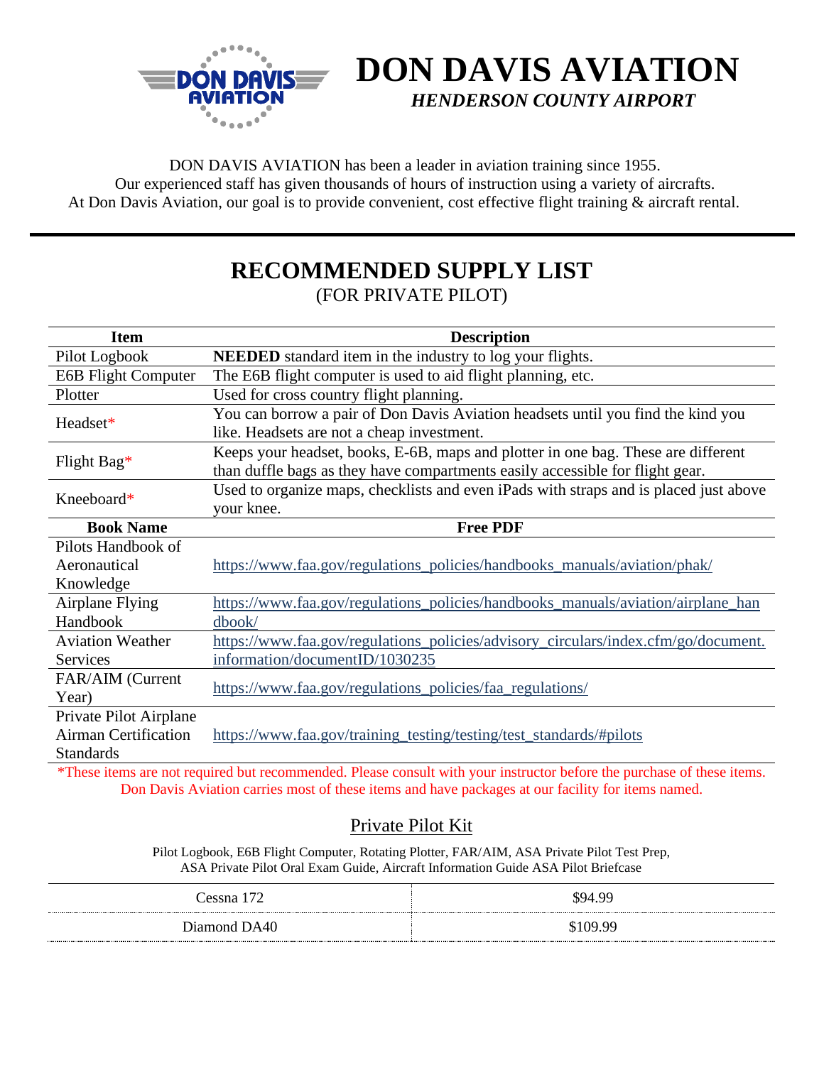# DON DAVIS AVIATION

*HENDERSON COUNTY AIRPORT*

DON DAVIS AVIATION has been a leader in aviation training since 1955.
Our experienced staff has given thousands of hours of instruction using a variety of aircrafts.
At Don Davis Aviation, our goal is to provide convenient, cost effective flight training & aircraft rental.

---

## RECOMMENDED SUPPLY LIST

(FOR PRIVATE PILOT)

| Item | Description |
|---|---|
| Pilot Logbook | **NEEDED** standard item in the industry to log your flights. |
| E6B Flight Computer | The E6B flight computer is used to aid flight planning, etc. |
| Plotter | Used for cross country flight planning. |
| Headset* | You can borrow a pair of Don Davis Aviation headsets until you find the kind you like. Headsets are not a cheap investment. |
| Flight Bag* | Keeps your headset, books, E-6B, maps and plotter in one bag. These are different than duffle bags as they have compartments easily accessible for flight gear. |
| Kneeboard* | Used to organize maps, checklists and even iPads with straps and is placed just above your knee. |
| **Book Name** | **Free PDF** |
| Pilots Handbook of Aeronautical Knowledge | https://www.faa.gov/regulations_policies/handbooks_manuals/aviation/phak/ |
| Airplane Flying Handbook | https://www.faa.gov/regulations_policies/handbooks_manuals/aviation/airplane_handbook/ |
| Aviation Weather Services | https://www.faa.gov/regulations_policies/advisory_circulars/index.cfm/go/document.information/documentID/1030235 |
| FAR/AIM (Current Year) | https://www.faa.gov/regulations_policies/faa_regulations/ |
| Private Pilot Airplane Airman Certification Standards | https://www.faa.gov/training_testing/testing/test_standards/#pilots |

*These items are not required but recommended. Please consult with your instructor before the purchase of these items. Don Davis Aviation carries most of these items and have packages at our facility for items named.

### Private Pilot Kit

Pilot Logbook, E6B Flight Computer, Rotating Plotter, FAR/AIM, ASA Private Pilot Test Prep, ASA Private Pilot Oral Exam Guide, Aircraft Information Guide ASA Pilot Briefcase

| | |
|---|---|
| Cessna 172 | $94.99 |
| Diamond DA40 | $109.99 |